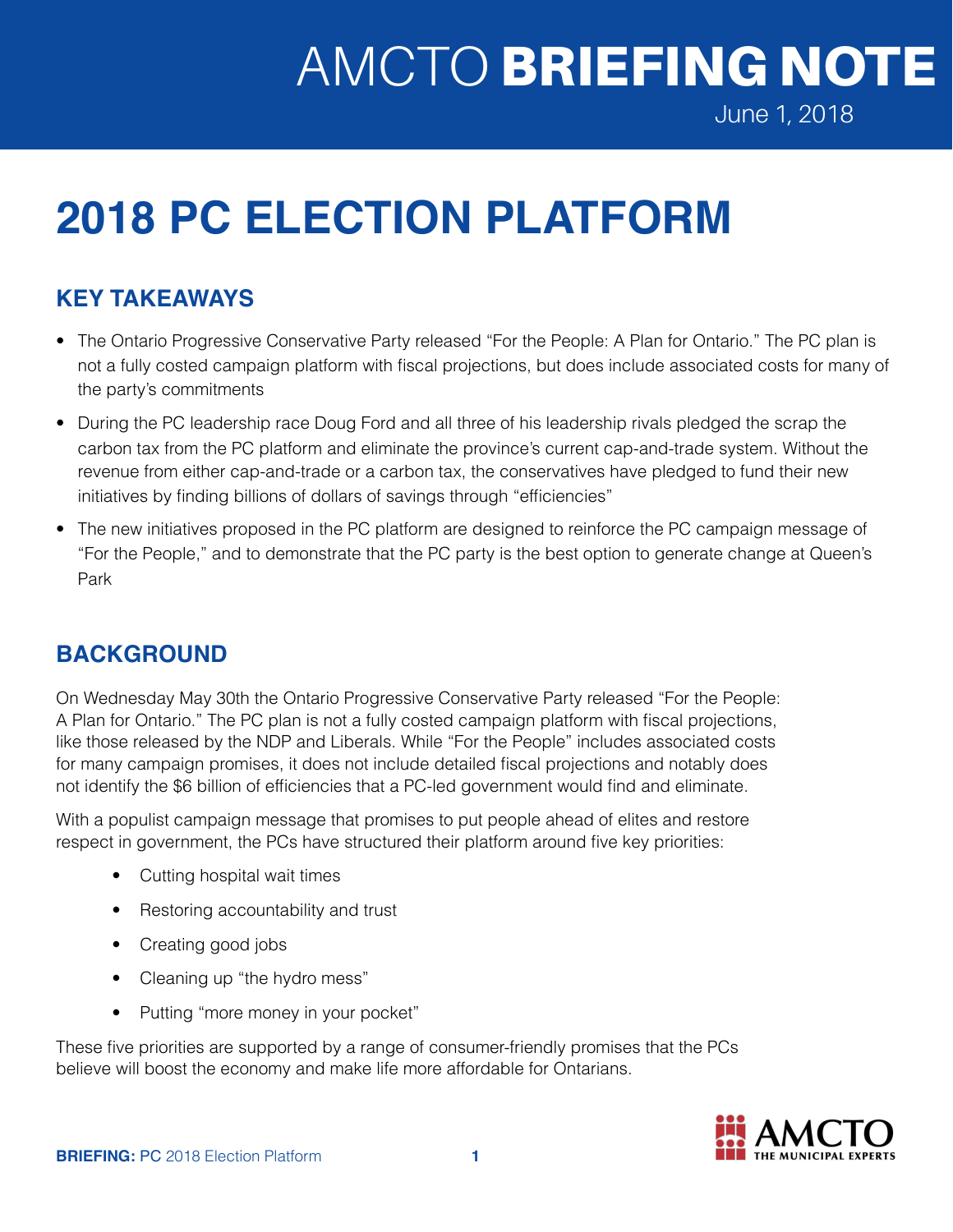# AMCTO BRIEFING NOTE

June 1, 2018

# 2018 PC ELECTION PLATFORM

## KEY TAKEAWAYS

- The Ontario Progressive Conservative Party released "For the People: A Plan for Ontario." The PC plan is not a fully costed campaign platform with fiscal projections, but does include associated costs for many of the party's commitments
- During the PC leadership race Doug Ford and all three of his leadership rivals pledged the scrap the carbon tax from the PC platform and eliminate the province's current cap-and-trade system. Without the revenue from either cap-and-trade or a carbon tax, the conservatives have pledged to fund their new initiatives by finding billions of dollars of savings through "efficiencies"
- The new initiatives proposed in the PC platform are designed to reinforce the PC campaign message of "For the People," and to demonstrate that the PC party is the best option to generate change at Queen's Park

## BACKGROUND

On Wednesday May 30th the Ontario Progressive Conservative Party released "For the People: A Plan for Ontario." The PC plan is not a fully costed campaign platform with fiscal projections, like those released by the NDP and Liberals. While "For the People" includes associated costs for many campaign promises, it does not include detailed fiscal projections and notably does not identify the $6 billion of efficiencies that a PC-led government would find and eliminate.

With a populist campaign message that promises to put people ahead of elites and restore respect in government, the PCs have structured their platform around five key priorities:

- Cutting hospital wait times
- Restoring accountability and trust
- Creating good jobs
- Cleaning up "the hydro mess"
- Putting "more money in your pocket"

These five priorities are supported by a range of consumer-friendly promises that the PCs believe will boost the economy and make life more affordable for Ontarians.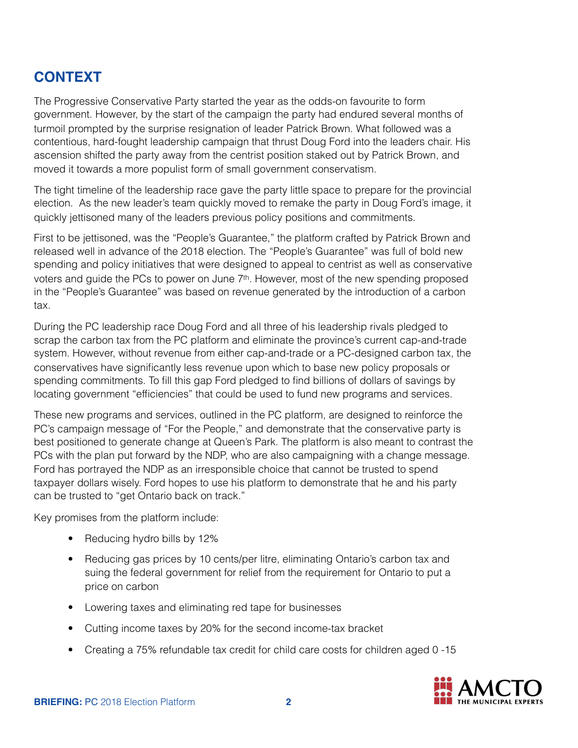## CONTEXT

The Progressive Conservative Party started the year as the odds-on favourite to form government. However, by the start of the campaign the party had endured several months of turmoil prompted by the surprise resignation of leader Patrick Brown. What followed was a contentious, hard-fought leadership campaign that thrust Doug Ford into the leaders chair. His ascension shifted the party away from the centrist position staked out by Patrick Brown, and moved it towards a more populist form of small government conservatism.

The tight timeline of the leadership race gave the party little space to prepare for the provincial election. As the new leader's team quickly moved to remake the party in Doug Ford's image, it quickly jettisoned many of the leaders previous policy positions and commitments.

First to be jettisoned, was the "People's Guarantee," the platform crafted by Patrick Brown and released well in advance of the 2018 election. The "People's Guarantee" was full of bold new spending and policy initiatives that were designed to appeal to centrist as well as conservative voters and guide the PCs to power on June 7th. However, most of the new spending proposed in the "People's Guarantee" was based on revenue generated by the introduction of a carbon tax.

During the PC leadership race Doug Ford and all three of his leadership rivals pledged to scrap the carbon tax from the PC platform and eliminate the province's current cap-and-trade system. However, without revenue from either cap-and-trade or a PC-designed carbon tax, the conservatives have significantly less revenue upon which to base new policy proposals or spending commitments. To fill this gap Ford pledged to find billions of dollars of savings by locating government "efficiencies" that could be used to fund new programs and services.

These new programs and services, outlined in the PC platform, are designed to reinforce the PC's campaign message of "For the People," and demonstrate that the conservative party is best positioned to generate change at Queen's Park. The platform is also meant to contrast the PCs with the plan put forward by the NDP, who are also campaigning with a change message. Ford has portrayed the NDP as an irresponsible choice that cannot be trusted to spend taxpayer dollars wisely. Ford hopes to use his platform to demonstrate that he and his party can be trusted to "get Ontario back on track."

Key promises from the platform include:

- Reducing hydro bills by 12%
- Reducing gas prices by 10 cents/per litre, eliminating Ontario's carbon tax and suing the federal government for relief from the requirement for Ontario to put a price on carbon
- Lowering taxes and eliminating red tape for businesses
- Cutting income taxes by 20% for the second income-tax bracket
- Creating a 75% refundable tax credit for child care costs for children aged 0 -15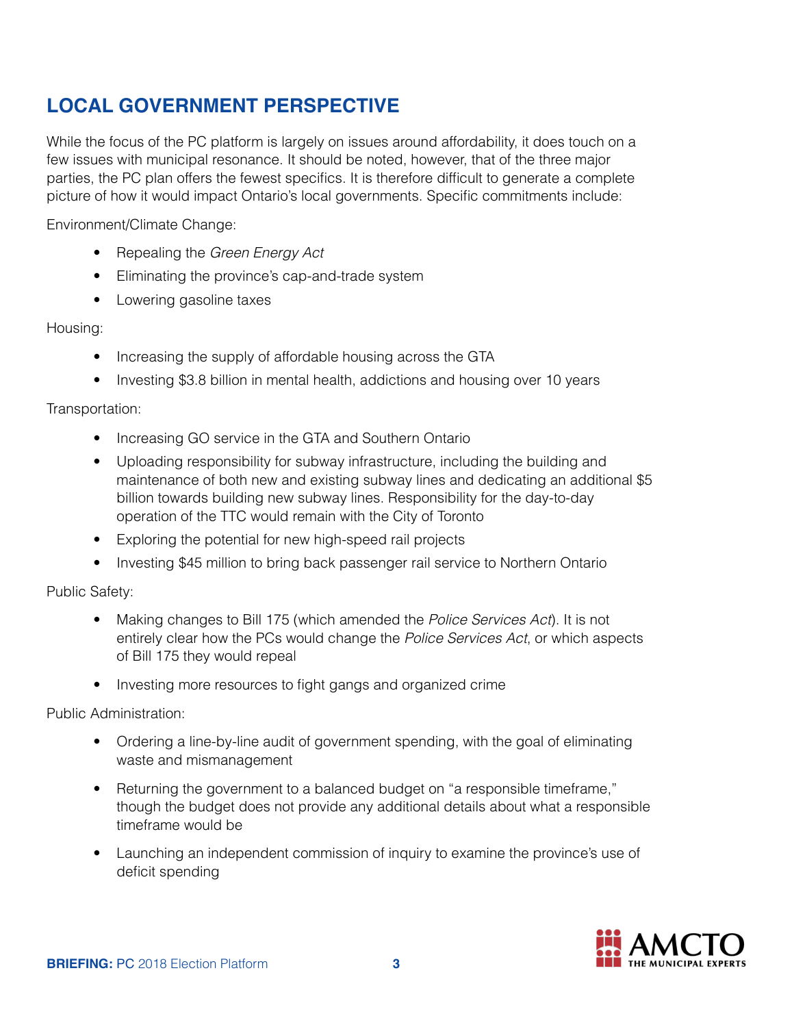## LOCAL GOVERNMENT PERSPECTIVE

While the focus of the PC platform is largely on issues around affordability, it does touch on a few issues with municipal resonance. It should be noted, however, that of the three major parties, the PC plan offers the fewest specifics. It is therefore difficult to generate a complete picture of how it would impact Ontario's local governments. Specific commitments include:

Environment/Climate Change:

- Repealing the *Green Energy Act*
- Eliminating the province's cap-and-trade system
- Lowering gasoline taxes

Housing:

- Increasing the supply of affordable housing across the GTA
- Investing $3.8 billion in mental health, addictions and housing over 10 years

Transportation:

- Increasing GO service in the GTA and Southern Ontario
- Uploading responsibility for subway infrastructure, including the building and maintenance of both new and existing subway lines and dedicating an additional $5 billion towards building new subway lines. Responsibility for the day-to-day operation of the TTC would remain with the City of Toronto
- Exploring the potential for new high-speed rail projects
- Investing $45 million to bring back passenger rail service to Northern Ontario

Public Safety:

- Making changes to Bill 175 (which amended the *Police Services Act*). It is not entirely clear how the PCs would change the *Police Services Act*, or which aspects of Bill 175 they would repeal
- Investing more resources to fight gangs and organized crime

Public Administration:

- Ordering a line-by-line audit of government spending, with the goal of eliminating waste and mismanagement
- Returning the government to a balanced budget on "a responsible timeframe," though the budget does not provide any additional details about what a responsible timeframe would be
- Launching an independent commission of inquiry to examine the province's use of deficit spending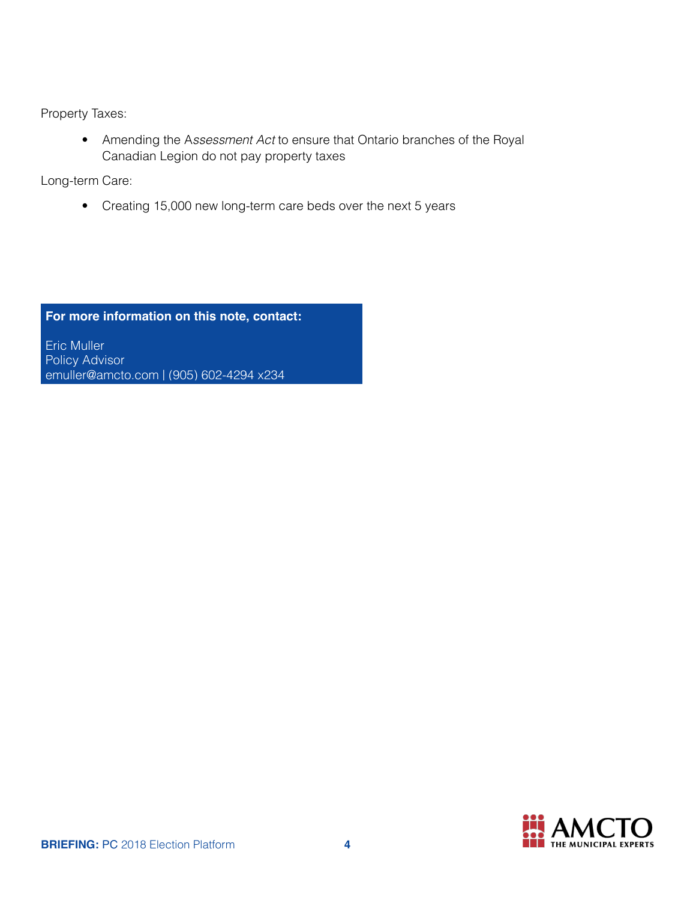Property Taxes:

- Amending the *Assessment Act* to ensure that Ontario branches of the Royal Canadian Legion do not pay property taxes

Long-term Care:

- Creating 15,000 new long-term care beds over the next 5 years

**For more information on this note, contact:**

Eric Muller
Policy Advisor
emuller@amcto.com | (905) 602-4294 x234